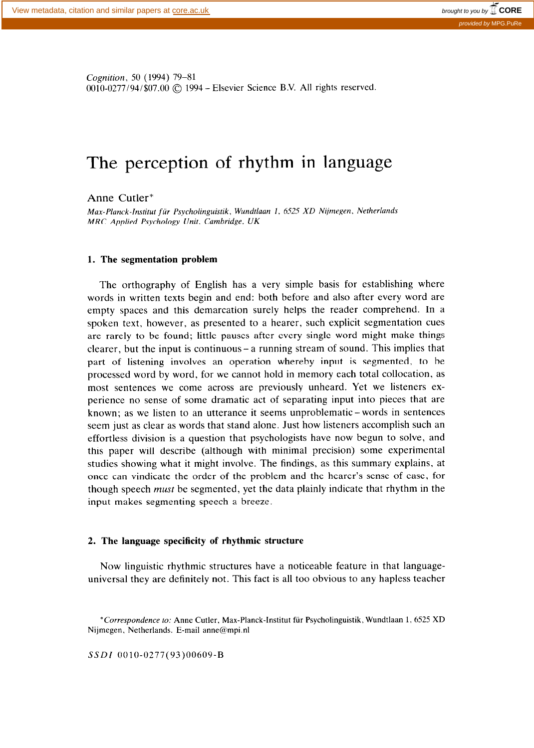# The perception of rhythm in language

Anne Cutler*

*Max-Planck-Institut für Psycholinguistik, Wundtlaan 1, 6525 XD Nijmegen, Netherlands*
*MRC Applied Psychology Unit, Cambridge, UK*

## 1. The segmentation problem

The orthography of English has a very simple basis for establishing where words in written texts begin and end: both before and also after every word are empty spaces and this demarcation surely helps the reader comprehend. In a spoken text, however, as presented to a hearer, such explicit segmentation cues are rarely to be found; little pauses after every single word might make things clearer, but the input is continuous – a running stream of sound. This implies that part of listening involves an operation whereby input is segmented, to be processed word by word, for we cannot hold in memory each total collocation, as most sentences we come across are previously unheard. Yet we listeners experience no sense of some dramatic act of separating input into pieces that are known; as we listen to an utterance it seems unproblematic – words in sentences seem just as clear as words that stand alone. Just how listeners accomplish such an effortless division is a question that psychologists have now begun to solve, and this paper will describe (although with minimal precision) some experimental studies showing what it might involve. The findings, as this summary explains, at once can vindicate the order of the problem and the hearer's sense of ease, for though speech *must* be segmented, yet the data plainly indicate that rhythm in the input makes segmenting speech a breeze.

## 2. The language specificity of rhythmic structure

Now linguistic rhythmic structures have a noticeable feature in that language-universal they are definitely not. This fact is all too obvious to any hapless teacher

*Correspondence to:* Anne Cutler, Max-Planck-Institut für Psycholinguistik, Wundtlaan 1, 6525 XD Nijmegen, Netherlands. E-mail anne@mpi.nl

*SSDI* 0010-0277(93)00609-B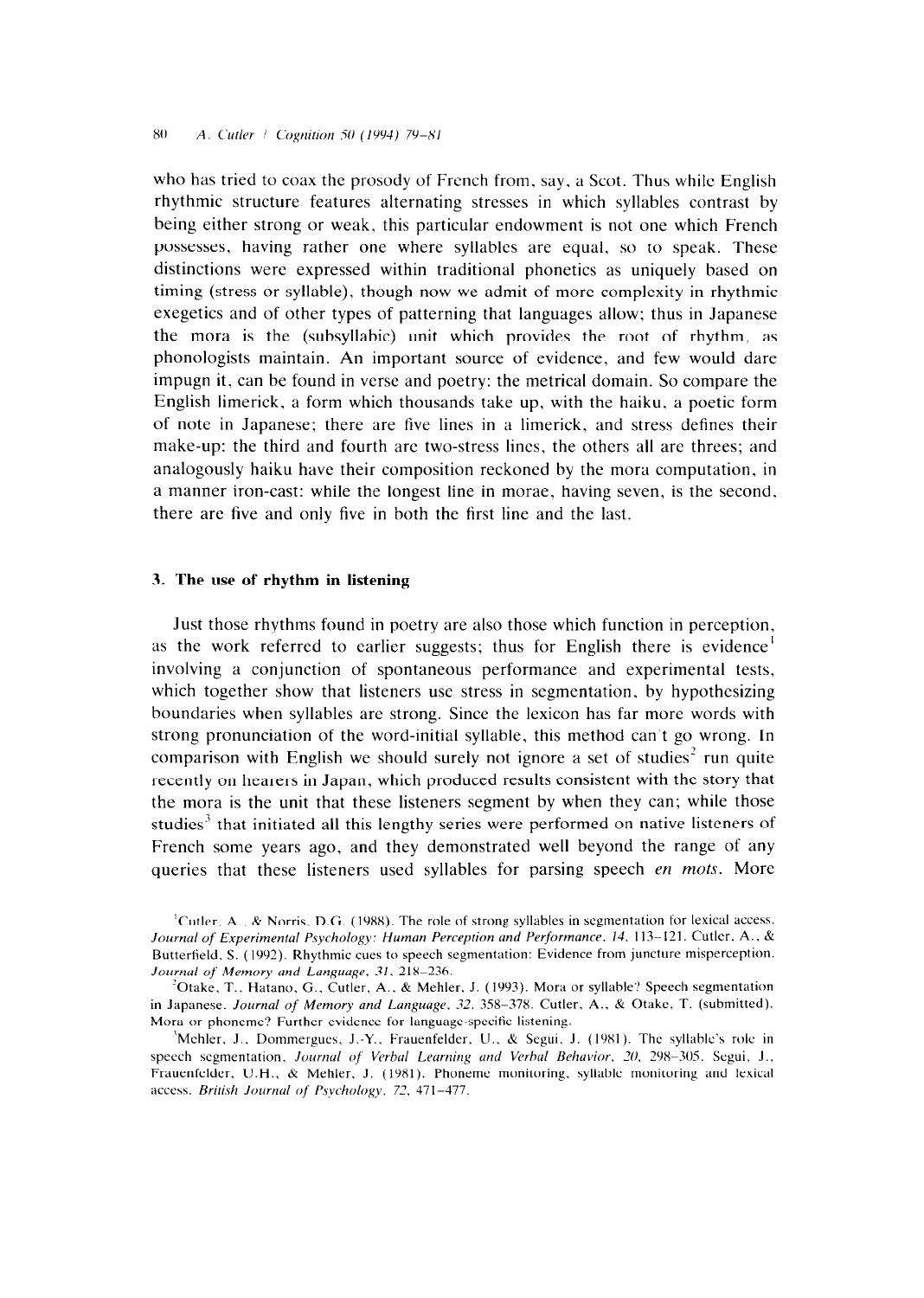who has tried to coax the prosody of French from, say, a Scot. Thus while English rhythmic structure features alternating stresses in which syllables contrast by being either strong or weak, this particular endowment is not one which French possesses, having rather one where syllables are equal, so to speak. These distinctions were expressed within traditional phonetics as uniquely based on timing (stress or syllable), though now we admit of more complexity in rhythmic exegetics and of other types of patterning that languages allow; thus in Japanese the mora is the (subsyllabic) unit which provides the root of rhythm, as phonologists maintain. An important source of evidence, and few would dare impugn it, can be found in verse and poetry: the metrical domain. So compare the English limerick, a form which thousands take up, with the haiku, a poetic form of note in Japanese; there are five lines in a limerick, and stress defines their make-up: the third and fourth are two-stress lines, the others all are threes; and analogously haiku have their composition reckoned by the mora computation, in a manner iron-cast: while the longest line in morae, having seven, is the second, there are five and only five in both the first line and the last.

## 3. The use of rhythm in listening

Just those rhythms found in poetry are also those which function in perception, as the work referred to earlier suggests; thus for English there is evidence[1] involving a conjunction of spontaneous performance and experimental tests, which together show that listeners use stress in segmentation, by hypothesizing boundaries when syllables are strong. Since the lexicon has far more words with strong pronunciation of the word-initial syllable, this method can't go wrong. In comparison with English we should surely not ignore a set of studies[2] run quite recently on hearers in Japan, which produced results consistent with the story that the mora is the unit that these listeners segment by when they can; while those studies[3] that initiated all this lengthy series were performed on native listeners of French some years ago, and they demonstrated well beyond the range of any queries that these listeners used syllables for parsing speech *en mots*. More

[1]Cutler, A., & Norris, D.G. (1988). The role of strong syllables in segmentation for lexical access. *Journal of Experimental Psychology: Human Perception and Performance*, *14*, 113–121. Cutler, A., & Butterfield, S. (1992). Rhythmic cues to speech segmentation: Evidence from juncture misperception. *Journal of Memory and Language*, *31*, 218–236.

[2]Otake, T., Hatano, G., Cutler, A., & Mehler, J. (1993). Mora or syllable? Speech segmentation in Japanese. *Journal of Memory and Language*, *32*, 358–378. Cutler, A., & Otake, T. (submitted). Mora or phoneme? Further evidence for language-specific listening.

[3]Mehler, J., Dommergues, J.-Y., Frauenfelder, U., & Segui, J. (1981). The syllable's role in speech segmentation. *Journal of Verbal Learning and Verbal Behavior*, *20*, 298–305. Segui, J., Frauenfelder, U.H., & Mehler, J. (1981). Phoneme monitoring, syllable monitoring and lexical access. *British Journal of Psychology*, *72*, 471–477.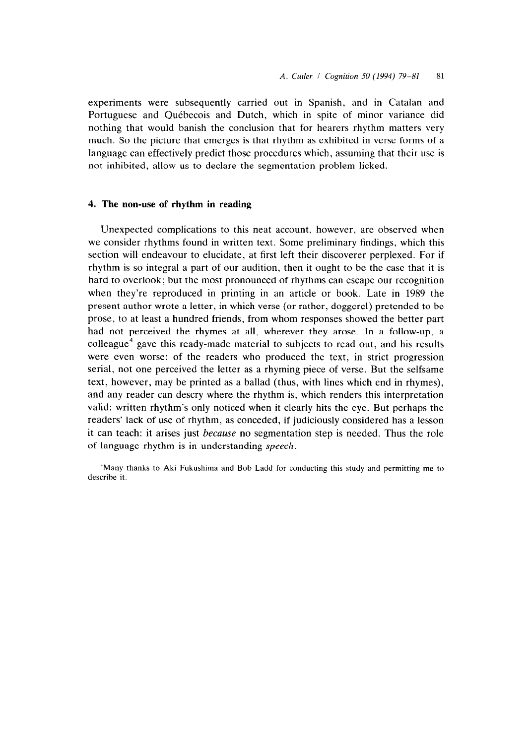experiments were subsequently carried out in Spanish, and in Catalan and Portuguese and Québecois and Dutch, which in spite of minor variance did nothing that would banish the conclusion that for hearers rhythm matters very much. So the picture that emerges is that rhythm as exhibited in verse forms of a language can effectively predict those procedures which, assuming that their use is not inhibited, allow us to declare the segmentation problem licked.

## 4. The non-use of rhythm in reading

Unexpected complications to this neat account, however, are observed when we consider rhythms found in written text. Some preliminary findings, which this section will endeavour to elucidate, at first left their discoverer perplexed. For if rhythm is so integral a part of our audition, then it ought to be the case that it is hard to overlook; but the most pronounced of rhythms can escape our recognition when they're reproduced in printing in an article or book. Late in 1989 the present author wrote a letter, in which verse (or rather, doggerel) pretended to be prose, to at least a hundred friends, from whom responses showed the better part had not perceived the rhymes at all, wherever they arose. In a follow-up, a colleague[4] gave this ready-made material to subjects to read out, and his results were even worse: of the readers who produced the text, in strict progression serial, not one perceived the letter as a rhyming piece of verse. But the selfsame text, however, may be printed as a ballad (thus, with lines which end in rhymes), and any reader can descry where the rhythm is, which renders this interpretation valid: written rhythm's only noticed when it clearly hits the eye. But perhaps the readers' lack of use of rhythm, as conceded, if judiciously considered has a lesson it can teach: it arises just *because* no segmentation step is needed. Thus the role of language rhythm is in understanding *speech*.

[4]Many thanks to Aki Fukushima and Bob Ladd for conducting this study and permitting me to describe it.